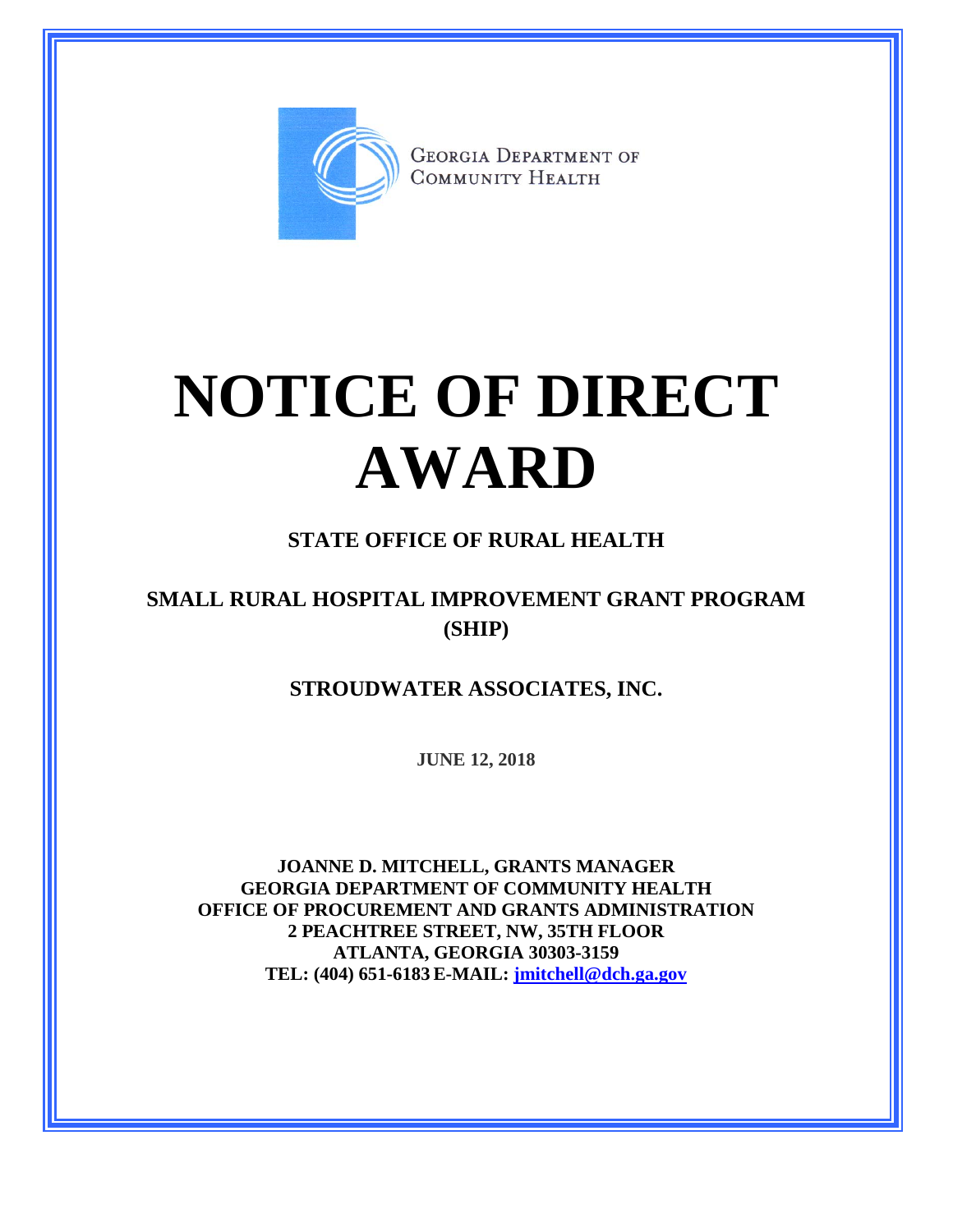GEORGIA DEPARTMENT OF COMMUNITY HEALTH

# NOTICE OF DIRECT AWARD

## STATE OFFICE OF RURAL HEALTH

## SMALL RURAL HOSPITAL IMPROVEMENT GRANT PROGRAM (SHIP)

## STROUDWATER ASSOCIATES, INC.

**JUNE 12, 2018**

**JOANNE D. MITCHELL, GRANTS MANAGER**
**GEORGIA DEPARTMENT OF COMMUNITY HEALTH**
**OFFICE OF PROCUREMENT AND GRANTS ADMINISTRATION**
**2 PEACHTREE STREET, NW, 35TH FLOOR**
**ATLANTA, GEORGIA 30303-3159**
**TEL: (404) 651-6183 E-MAIL: jmitchell@dch.ga.gov**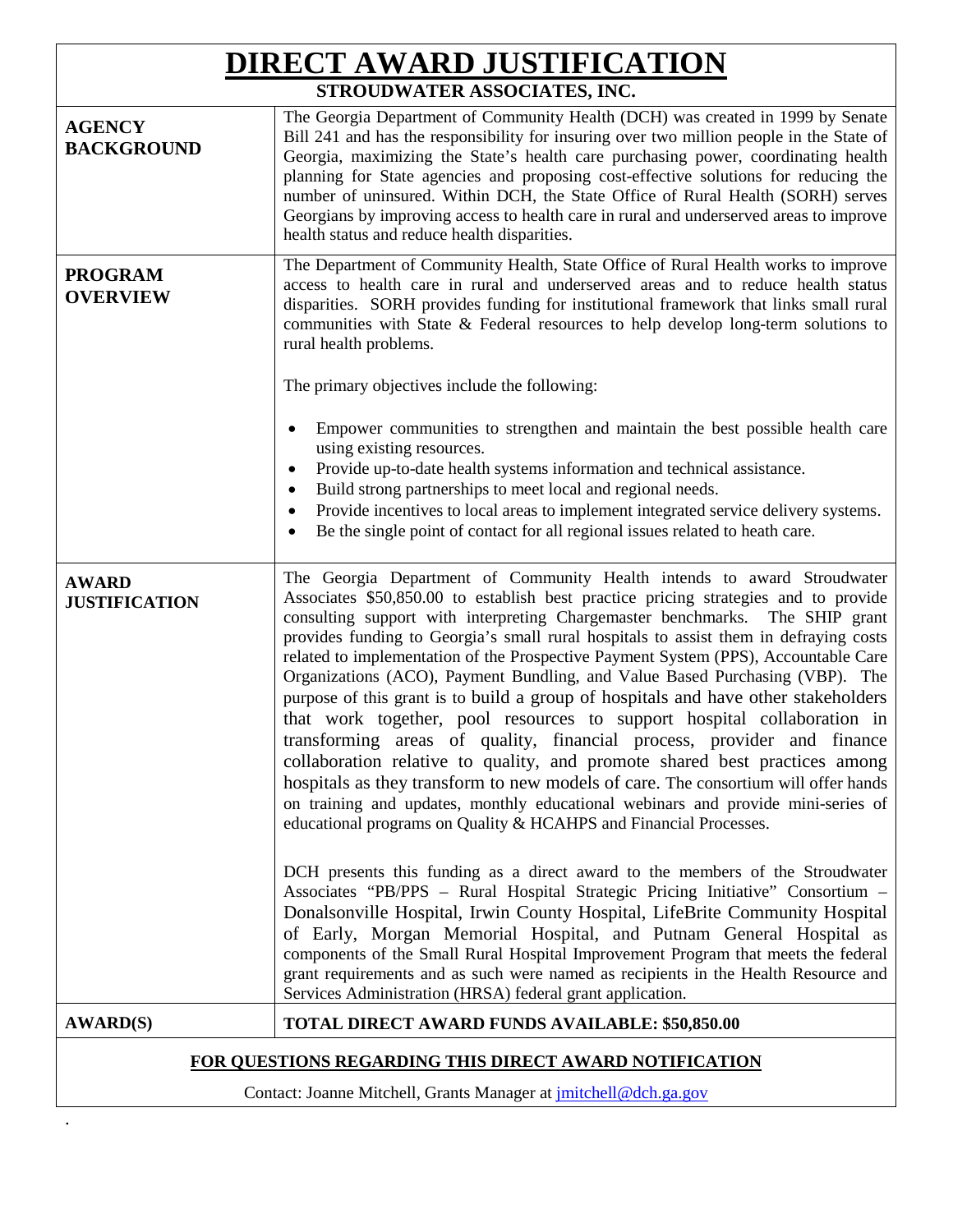# DIRECT AWARD JUSTIFICATION

**STROUDWATER ASSOCIATES, INC.**

| | |
|---|---|
| **AGENCY BACKGROUND** | The Georgia Department of Community Health (DCH) was created in 1999 by Senate Bill 241 and has the responsibility for insuring over two million people in the State of Georgia, maximizing the State's health care purchasing power, coordinating health planning for State agencies and proposing cost-effective solutions for reducing the number of uninsured. Within DCH, the State Office of Rural Health (SORH) serves Georgians by improving access to health care in rural and underserved areas to improve health status and reduce health disparities. |
| **PROGRAM OVERVIEW** | The Department of Community Health, State Office of Rural Health works to improve access to health care in rural and underserved areas and to reduce health status disparities. SORH provides funding for institutional framework that links small rural communities with State & Federal resources to help develop long-term solutions to rural health problems.<br><br>The primary objectives include the following:<br><br>• Empower communities to strengthen and maintain the best possible health care using existing resources.<br>• Provide up-to-date health systems information and technical assistance.<br>• Build strong partnerships to meet local and regional needs.<br>• Provide incentives to local areas to implement integrated service delivery systems.<br>• Be the single point of contact for all regional issues related to heath care. |
| **AWARD JUSTIFICATION** | The Georgia Department of Community Health intends to award Stroudwater Associates $50,850.00 to establish best practice pricing strategies and to provide consulting support with interpreting Chargemaster benchmarks. The SHIP grant provides funding to Georgia's small rural hospitals to assist them in defraying costs related to implementation of the Prospective Payment System (PPS), Accountable Care Organizations (ACO), Payment Bundling, and Value Based Purchasing (VBP). The purpose of this grant is to build a group of hospitals and have other stakeholders that work together, pool resources to support hospital collaboration in transforming areas of quality, financial process, provider and finance collaboration relative to quality, and promote shared best practices among hospitals as they transform to new models of care. The consortium will offer hands on training and updates, monthly educational webinars and provide mini-series of educational programs on Quality & HCAHPS and Financial Processes.<br><br>DCH presents this funding as a direct award to the members of the Stroudwater Associates "PB/PPS – Rural Hospital Strategic Pricing Initiative" Consortium – Donalsonville Hospital, Irwin County Hospital, LifeBrite Community Hospital of Early, Morgan Memorial Hospital, and Putnam General Hospital as components of the Small Rural Hospital Improvement Program that meets the federal grant requirements and as such were named as recipients in the Health Resource and Services Administration (HRSA) federal grant application. |
| **AWARD(S)** | **TOTAL DIRECT AWARD FUNDS AVAILABLE: $50,850.00** |

**FOR QUESTIONS REGARDING THIS DIRECT AWARD NOTIFICATION**

Contact: Joanne Mitchell, Grants Manager at jmitchell@dch.ga.gov